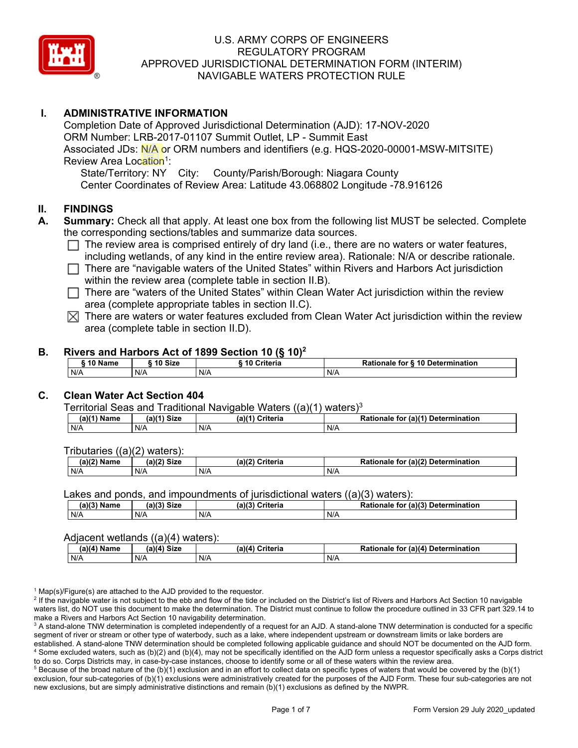U.S. ARMY CORPS OF ENGINEERS
REGULATORY PROGRAM
APPROVED JURISDICTIONAL DETERMINATION FORM (INTERIM)
NAVIGABLE WATERS PROTECTION RULE

## I. ADMINISTRATIVE INFORMATION

Completion Date of Approved Jurisdictional Determination (AJD): 17-NOV-2020
ORM Number: LRB-2017-01107 Summit Outlet, LP - Summit East
Associated JDs: N/A or ORM numbers and identifiers (e.g. HQS-2020-00001-MSW-MITSITE)
Review Area Location[1]:
State/Territory: NY City: County/Parish/Borough: Niagara County
Center Coordinates of Review Area: Latitude 43.068802 Longitude -78.916126

## II. FINDINGS

**A. Summary:** Check all that apply. At least one box from the following list MUST be selected. Complete the corresponding sections/tables and summarize data sources.

- ☐ The review area is comprised entirely of dry land (i.e., there are no waters or water features, including wetlands, of any kind in the entire review area). Rationale: N/A or describe rationale.
- ☐ There are "navigable waters of the United States" within Rivers and Harbors Act jurisdiction within the review area (complete table in section II.B).
- ☐ There are "waters of the United States" within Clean Water Act jurisdiction within the review area (complete appropriate tables in section II.C).
- ☒ There are waters or water features excluded from Clean Water Act jurisdiction within the review area (complete table in section II.D).

**B. Rivers and Harbors Act of 1899 Section 10 (§ 10)[2]**

| § 10 Name | § 10 Size | § 10 Criteria | Rationale for § 10 Determination |
|---|---|---|---|
| N/A | N/A | N/A | N/A |

**C. Clean Water Act Section 404**

Territorial Seas and Traditional Navigable Waters ((a)(1) waters)[3]

| (a)(1) Name | (a)(1) Size | (a)(1) Criteria | Rationale for (a)(1) Determination |
|---|---|---|---|
| N/A | N/A | N/A | N/A |

Tributaries ((a)(2) waters):

| (a)(2) Name | (a)(2) Size | (a)(2) Criteria | Rationale for (a)(2) Determination |
|---|---|---|---|
| N/A | N/A | N/A | N/A |

Lakes and ponds, and impoundments of jurisdictional waters ((a)(3) waters):

| (a)(3) Name | (a)(3) Size | (a)(3) Criteria | Rationale for (a)(3) Determination |
|---|---|---|---|
| N/A | N/A | N/A | N/A |

Adjacent wetlands ((a)(4) waters):

| (a)(4) Name | (a)(4) Size | (a)(4) Criteria | Rationale for (a)(4) Determination |
|---|---|---|---|
| N/A | N/A | N/A | N/A |

[1] Map(s)/Figure(s) are attached to the AJD provided to the requestor.
[2] If the navigable water is not subject to the ebb and flow of the tide or included on the District's list of Rivers and Harbors Act Section 10 navigable waters list, do NOT use this document to make the determination. The District must continue to follow the procedure outlined in 33 CFR part 329.14 to make a Rivers and Harbors Act Section 10 navigability determination.
[3] A stand-alone TNW determination is completed independently of a request for an AJD. A stand-alone TNW determination is conducted for a specific segment of river or stream or other type of waterbody, such as a lake, where independent upstream or downstream limits or lake borders are established. A stand-alone TNW determination should be completed following applicable guidance and should NOT be documented on the AJD form.
[4] Some excluded waters, such as (b)(2) and (b)(4), may not be specifically identified on the AJD form unless a requestor specifically asks a Corps district to do so. Corps Districts may, in case-by-case instances, choose to identify some or all of these waters within the review area.
[5] Because of the broad nature of the (b)(1) exclusion and in an effort to collect data on specific types of waters that would be covered by the (b)(1) exclusion, four sub-categories of (b)(1) exclusions were administratively created for the purposes of the AJD Form. These four sub-categories are not new exclusions, but are simply administrative distinctions and remain (b)(1) exclusions as defined by the NWPR.

Form Version 29 July 2020_updated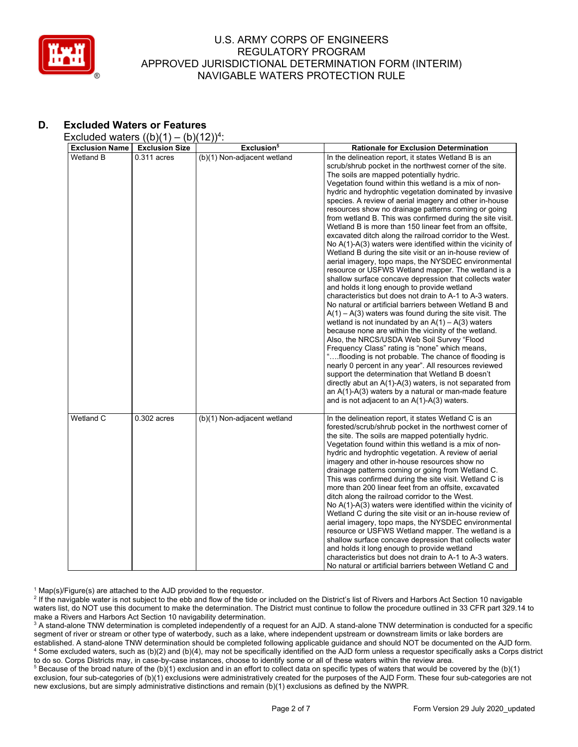## D. Excluded Waters or Features

Excluded waters ((b)(1) – (b)(12))[4]:

| Exclusion Name | Exclusion Size | Exclusion[5] | Rationale for Exclusion Determination |
|---|---|---|---|
| Wetland B | 0.311 acres | (b)(1) Non-adjacent wetland | In the delineation report, it states Wetland B is an scrub/shrub pocket in the northwest corner of the site. The soils are mapped potentially hydric. Vegetation found within this wetland is a mix of non-hydric and hydrophtic vegetation dominated by invasive species. A review of aerial imagery and other in-house resources show no drainage patterns coming or going from wetland B. This was confirmed during the site visit. Wetland B is more than 150 linear feet from an offsite, excavated ditch along the railroad corridor to the West. No A(1)-A(3) waters were identified within the vicinity of Wetland B during the site visit or an in-house review of aerial imagery, topo maps, the NYSDEC environmental resource or USFWS Wetland mapper. The wetland is a shallow surface concave depression that collects water and holds it long enough to provide wetland characteristics but does not drain to A-1 to A-3 waters. No natural or artificial barriers between Wetland B and A(1) – A(3) waters was found during the site visit. The wetland is not inundated by an A(1) – A(3) waters because none are within the vicinity of the wetland. Also, the NRCS/USDA Web Soil Survey "Flood Frequency Class" rating is "none" which means, "….flooding is not probable. The chance of flooding is nearly 0 percent in any year". All resources reviewed support the determination that Wetland B doesn't directly abut an A(1)-A(3) waters, is not separated from an A(1)-A(3) waters by a natural or man-made feature and is not adjacent to an A(1)-A(3) waters. |
| Wetland C | 0.302 acres | (b)(1) Non-adjacent wetland | In the delineation report, it states Wetland C is an forested/scrub/shrub pocket in the northwest corner of the site. The soils are mapped potentially hydric. Vegetation found within this wetland is a mix of non-hydric and hydrophtic vegetation. A review of aerial imagery and other in-house resources show no drainage patterns coming or going from Wetland C. This was confirmed during the site visit. Wetland C is more than 200 linear feet from an offsite, excavated ditch along the railroad corridor to the West. No A(1)-A(3) waters were identified within the vicinity of Wetland C during the site visit or an in-house review of aerial imagery, topo maps, the NYSDEC environmental resource or USFWS Wetland mapper. The wetland is a shallow surface concave depression that collects water and holds it long enough to provide wetland characteristics but does not drain to A-1 to A-3 waters. No natural or artificial barriers between Wetland C and |

[1] Map(s)/Figure(s) are attached to the AJD provided to the requestor.

[2] If the navigable water is not subject to the ebb and flow of the tide or included on the District's list of Rivers and Harbors Act Section 10 navigable waters list, do NOT use this document to make the determination. The District must continue to follow the procedure outlined in 33 CFR part 329.14 to make a Rivers and Harbors Act Section 10 navigability determination.

[3] A stand-alone TNW determination is completed independently of a request for an AJD. A stand-alone TNW determination is conducted for a specific segment of river or stream or other type of waterbody, such as a lake, where independent upstream or downstream limits or lake borders are established. A stand-alone TNW determination should be completed following applicable guidance and should NOT be documented on the AJD form.

[4] Some excluded waters, such as (b)(2) and (b)(4), may not be specifically identified on the AJD form unless a requestor specifically asks a Corps district to do so. Corps Districts may, in case-by-case instances, choose to identify some or all of these waters within the review area.

[5] Because of the broad nature of the (b)(1) exclusion and in an effort to collect data on specific types of waters that would be covered by the (b)(1) exclusion, four sub-categories of (b)(1) exclusions were administratively created for the purposes of the AJD Form. These four sub-categories are not new exclusions, but are simply administrative distinctions and remain (b)(1) exclusions as defined by the NWPR.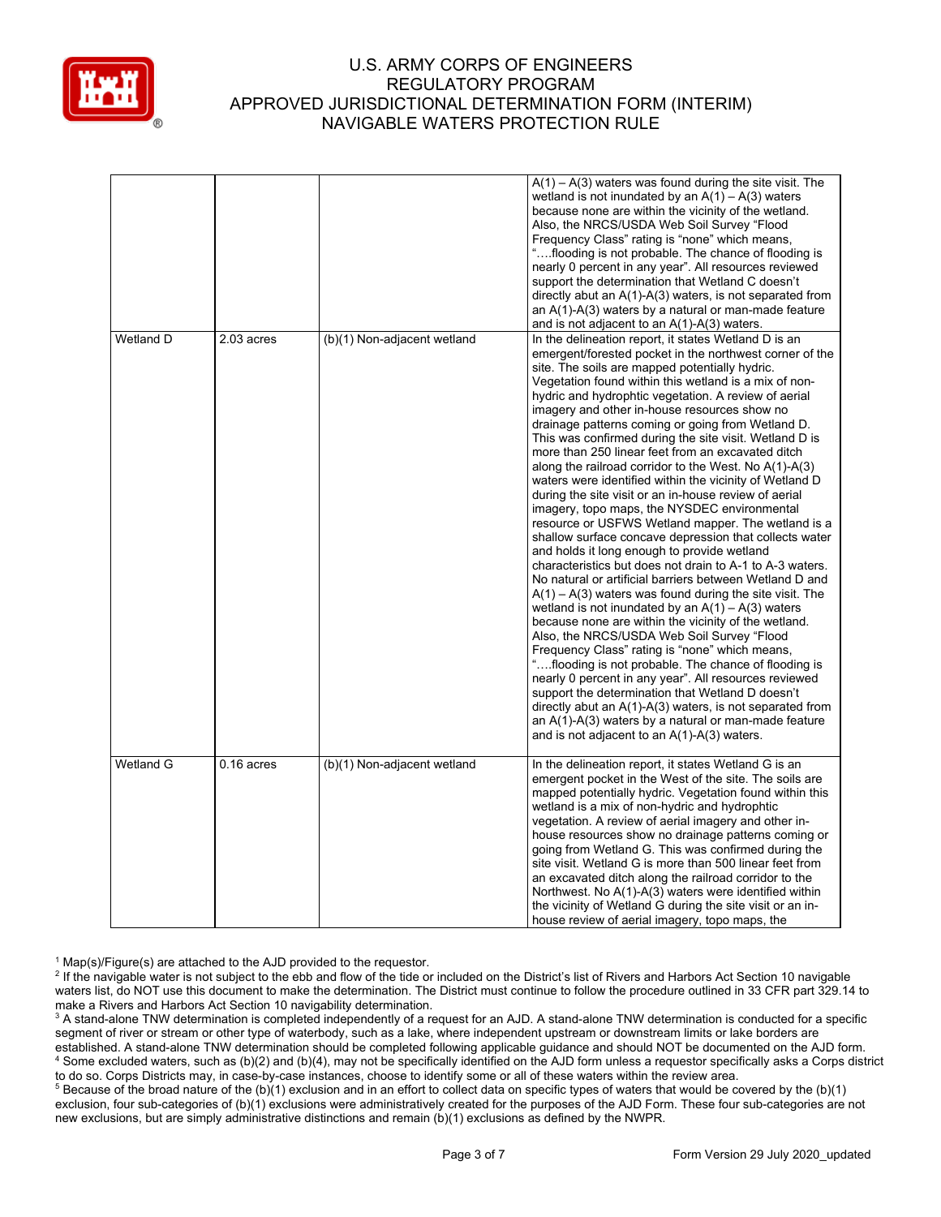| | | | |
|---|---|---|---|
| | | | A(1) – A(3) waters was found during the site visit. The wetland is not inundated by an A(1) – A(3) waters because none are within the vicinity of the wetland. Also, the NRCS/USDA Web Soil Survey "Flood Frequency Class" rating is "none" which means, "….flooding is not probable. The chance of flooding is nearly 0 percent in any year". All resources reviewed support the determination that Wetland C doesn't directly abut an A(1)-A(3) waters, is not separated from an A(1)-A(3) waters by a natural or man-made feature and is not adjacent to an A(1)-A(3) waters. |
| Wetland D | 2.03 acres | (b)(1) Non-adjacent wetland | In the delineation report, it states Wetland D is an emergent/forested pocket in the northwest corner of the site. The soils are mapped potentially hydric. Vegetation found within this wetland is a mix of non-hydric and hydrophtic vegetation. A review of aerial imagery and other in-house resources show no drainage patterns coming or going from Wetland D. This was confirmed during the site visit. Wetland D is more than 250 linear feet from an excavated ditch along the railroad corridor to the West. No A(1)-A(3) waters were identified within the vicinity of Wetland D during the site visit or an in-house review of aerial imagery, topo maps, the NYSDEC environmental resource or USFWS Wetland mapper. The wetland is a shallow surface concave depression that collects water and holds it long enough to provide wetland characteristics but does not drain to A-1 to A-3 waters. No natural or artificial barriers between Wetland D and A(1) – A(3) waters was found during the site visit. The wetland is not inundated by an A(1) – A(3) waters because none are within the vicinity of the wetland. Also, the NRCS/USDA Web Soil Survey "Flood Frequency Class" rating is "none" which means, "….flooding is not probable. The chance of flooding is nearly 0 percent in any year". All resources reviewed support the determination that Wetland D doesn't directly abut an A(1)-A(3) waters, is not separated from an A(1)-A(3) waters by a natural or man-made feature and is not adjacent to an A(1)-A(3) waters. |
| Wetland G | 0.16 acres | (b)(1) Non-adjacent wetland | In the delineation report, it states Wetland G is an emergent pocket in the West of the site. The soils are mapped potentially hydric. Vegetation found within this wetland is a mix of non-hydric and hydrophtic vegetation. A review of aerial imagery and other in-house resources show no drainage patterns coming or going from Wetland G. This was confirmed during the site visit. Wetland G is more than 500 linear feet from an excavated ditch along the railroad corridor to the Northwest. No A(1)-A(3) waters were identified within the vicinity of Wetland G during the site visit or an in-house review of aerial imagery, topo maps, the |

[1] Map(s)/Figure(s) are attached to the AJD provided to the requestor.
[2] If the navigable water is not subject to the ebb and flow of the tide or included on the District's list of Rivers and Harbors Act Section 10 navigable waters list, do NOT use this document to make the determination. The District must continue to follow the procedure outlined in 33 CFR part 329.14 to make a Rivers and Harbors Act Section 10 navigability determination.
[3] A stand-alone TNW determination is completed independently of a request for an AJD. A stand-alone TNW determination is conducted for a specific segment of river or stream or other type of waterbody, such as a lake, where independent upstream or downstream limits or lake borders are established. A stand-alone TNW determination should be completed following applicable guidance and should NOT be documented on the AJD form.
[4] Some excluded waters, such as (b)(2) and (b)(4), may not be specifically identified on the AJD form unless a requestor specifically asks a Corps district to do so. Corps Districts may, in case-by-case instances, choose to identify some or all of these waters within the review area.
[5] Because of the broad nature of the (b)(1) exclusion and in an effort to collect data on specific types of waters that would be covered by the (b)(1) exclusion, four sub-categories of (b)(1) exclusions were administratively created for the purposes of the AJD Form. These four sub-categories are not new exclusions, but are simply administrative distinctions and remain (b)(1) exclusions as defined by the NWPR.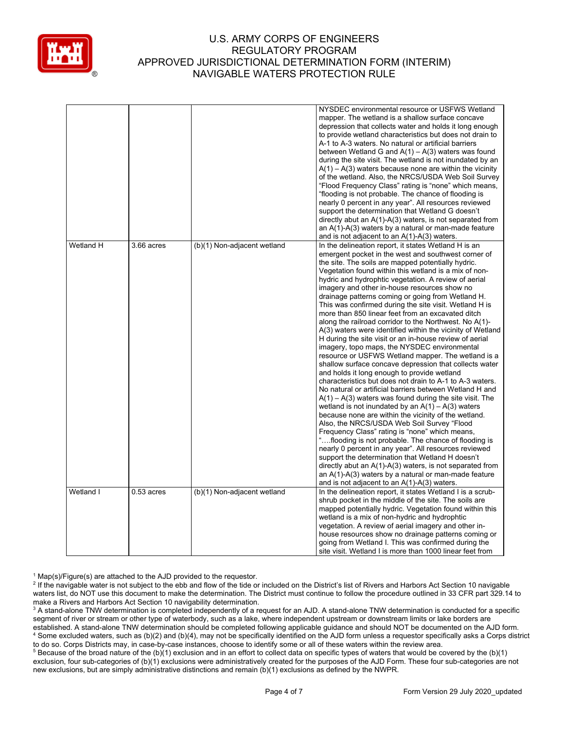| | | | |
|---|---|---|---|
| | | | NYSDEC environmental resource or USFWS Wetland mapper. The wetland is a shallow surface concave depression that collects water and holds it long enough to provide wetland characteristics but does not drain to A-1 to A-3 waters. No natural or artificial barriers between Wetland G and A(1) – A(3) waters was found during the site visit. The wetland is not inundated by an A(1) – A(3) waters because none are within the vicinity of the wetland. Also, the NRCS/USDA Web Soil Survey "Flood Frequency Class" rating is "none" which means, "flooding is not probable. The chance of flooding is nearly 0 percent in any year". All resources reviewed support the determination that Wetland G doesn't directly abut an A(1)-A(3) waters, is not separated from an A(1)-A(3) waters by a natural or man-made feature and is not adjacent to an A(1)-A(3) waters. |
| Wetland H | 3.66 acres | (b)(1) Non-adjacent wetland | In the delineation report, it states Wetland H is an emergent pocket in the west and southwest corner of the site. The soils are mapped potentially hydric. Vegetation found within this wetland is a mix of non-hydric and hydrophtic vegetation. A review of aerial imagery and other in-house resources show no drainage patterns coming or going from Wetland H. This was confirmed during the site visit. Wetland H is more than 850 linear feet from an excavated ditch along the railroad corridor to the Northwest. No A(1)-A(3) waters were identified within the vicinity of Wetland H during the site visit or an in-house review of aerial imagery, topo maps, the NYSDEC environmental resource or USFWS Wetland mapper. The wetland is a shallow surface concave depression that collects water and holds it long enough to provide wetland characteristics but does not drain to A-1 to A-3 waters. No natural or artificial barriers between Wetland H and A(1) – A(3) waters was found during the site visit. The wetland is not inundated by an A(1) – A(3) waters because none are within the vicinity of the wetland. Also, the NRCS/USDA Web Soil Survey "Flood Frequency Class" rating is "none" which means, "….flooding is not probable. The chance of flooding is nearly 0 percent in any year". All resources reviewed support the determination that Wetland H doesn't directly abut an A(1)-A(3) waters, is not separated from an A(1)-A(3) waters by a natural or man-made feature and is not adjacent to an A(1)-A(3) waters. |
| Wetland I | 0.53 acres | (b)(1) Non-adjacent wetland | In the delineation report, it states Wetland I is a scrub-shrub pocket in the middle of the site. The soils are mapped potentially hydric. Vegetation found within this wetland is a mix of non-hydric and hydrophtic vegetation. A review of aerial imagery and other in-house resources show no drainage patterns coming or going from Wetland I. This was confirmed during the site visit. Wetland I is more than 1000 linear feet from |

[1] Map(s)/Figure(s) are attached to the AJD provided to the requestor.

[2] If the navigable water is not subject to the ebb and flow of the tide or included on the District's list of Rivers and Harbors Act Section 10 navigable waters list, do NOT use this document to make the determination. The District must continue to follow the procedure outlined in 33 CFR part 329.14 to make a Rivers and Harbors Act Section 10 navigability determination.

[3] A stand-alone TNW determination is completed independently of a request for an AJD. A stand-alone TNW determination is conducted for a specific segment of river or stream or other type of waterbody, such as a lake, where independent upstream or downstream limits or lake borders are established. A stand-alone TNW determination should be completed following applicable guidance and should NOT be documented on the AJD form.

[4] Some excluded waters, such as (b)(2) and (b)(4), may not be specifically identified on the AJD form unless a requestor specifically asks a Corps district to do so. Corps Districts may, in case-by-case instances, choose to identify some or all of these waters within the review area.

[5] Because of the broad nature of the (b)(1) exclusion and in an effort to collect data on specific types of waters that would be covered by the (b)(1) exclusion, four sub-categories of (b)(1) exclusions were administratively created for the purposes of the AJD Form. These four sub-categories are not new exclusions, but are simply administrative distinctions and remain (b)(1) exclusions as defined by the NWPR.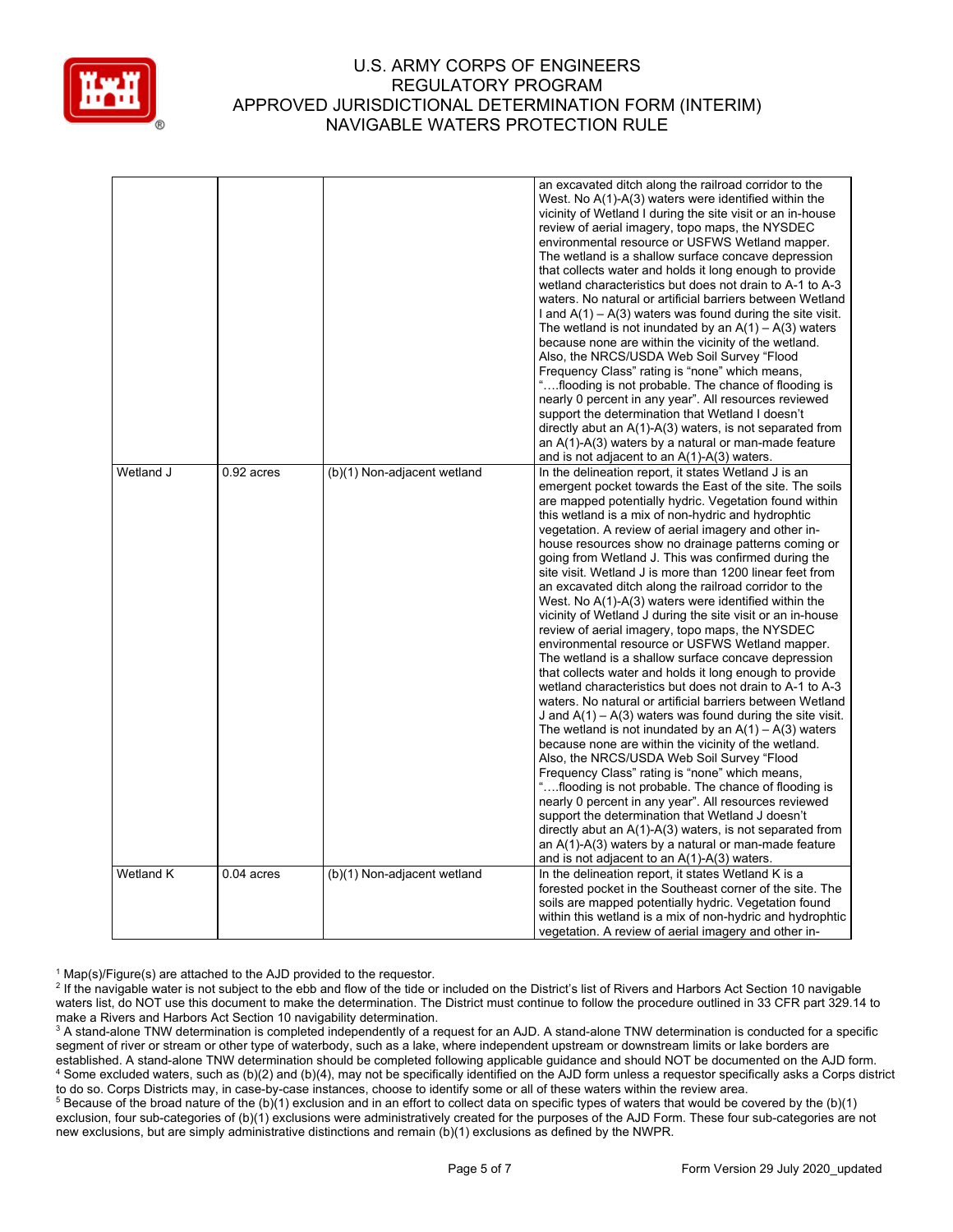| | | | |
|---|---|---|---|
| | | | an excavated ditch along the railroad corridor to the West. No A(1)-A(3) waters were identified within the vicinity of Wetland I during the site visit or an in-house review of aerial imagery, topo maps, the NYSDEC environmental resource or USFWS Wetland mapper. The wetland is a shallow surface concave depression that collects water and holds it long enough to provide wetland characteristics but does not drain to A-1 to A-3 waters. No natural or artificial barriers between Wetland I and A(1) – A(3) waters was found during the site visit. The wetland is not inundated by an A(1) – A(3) waters because none are within the vicinity of the wetland. Also, the NRCS/USDA Web Soil Survey "Flood Frequency Class" rating is "none" which means, "….flooding is not probable. The chance of flooding is nearly 0 percent in any year". All resources reviewed support the determination that Wetland I doesn't directly abut an A(1)-A(3) waters, is not separated from an A(1)-A(3) waters by a natural or man-made feature and is not adjacent to an A(1)-A(3) waters. |
| Wetland J | 0.92 acres | (b)(1) Non-adjacent wetland | In the delineation report, it states Wetland J is an emergent pocket towards the East of the site. The soils are mapped potentially hydric. Vegetation found within this wetland is a mix of non-hydric and hydrophtic vegetation. A review of aerial imagery and other in-house resources show no drainage patterns coming or going from Wetland J. This was confirmed during the site visit. Wetland J is more than 1200 linear feet from an excavated ditch along the railroad corridor to the West. No A(1)-A(3) waters were identified within the vicinity of Wetland J during the site visit or an in-house review of aerial imagery, topo maps, the NYSDEC environmental resource or USFWS Wetland mapper. The wetland is a shallow surface concave depression that collects water and holds it long enough to provide wetland characteristics but does not drain to A-1 to A-3 waters. No natural or artificial barriers between Wetland J and A(1) – A(3) waters was found during the site visit. The wetland is not inundated by an A(1) – A(3) waters because none are within the vicinity of the wetland. Also, the NRCS/USDA Web Soil Survey "Flood Frequency Class" rating is "none" which means, "….flooding is not probable. The chance of flooding is nearly 0 percent in any year". All resources reviewed support the determination that Wetland J doesn't directly abut an A(1)-A(3) waters, is not separated from an A(1)-A(3) waters by a natural or man-made feature and is not adjacent to an A(1)-A(3) waters. |
| Wetland K | 0.04 acres | (b)(1) Non-adjacent wetland | In the delineation report, it states Wetland K is a forested pocket in the Southeast corner of the site. The soils are mapped potentially hydric. Vegetation found within this wetland is a mix of non-hydric and hydrophtic vegetation. A review of aerial imagery and other in- |

[1] Map(s)/Figure(s) are attached to the AJD provided to the requestor.

[2] If the navigable water is not subject to the ebb and flow of the tide or included on the District's list of Rivers and Harbors Act Section 10 navigable waters list, do NOT use this document to make the determination. The District must continue to follow the procedure outlined in 33 CFR part 329.14 to make a Rivers and Harbors Act Section 10 navigability determination.

[3] A stand-alone TNW determination is completed independently of a request for an AJD. A stand-alone TNW determination is conducted for a specific segment of river or stream or other type of waterbody, such as a lake, where independent upstream or downstream limits or lake borders are established. A stand-alone TNW determination should be completed following applicable guidance and should NOT be documented on the AJD form.

[4] Some excluded waters, such as (b)(2) and (b)(4), may not be specifically identified on the AJD form unless a requestor specifically asks a Corps district to do so. Corps Districts may, in case-by-case instances, choose to identify some or all of these waters within the review area.

[5] Because of the broad nature of the (b)(1) exclusion and in an effort to collect data on specific types of waters that would be covered by the (b)(1) exclusion, four sub-categories of (b)(1) exclusions were administratively created for the purposes of the AJD Form. These four sub-categories are not new exclusions, but are simply administrative distinctions and remain (b)(1) exclusions as defined by the NWPR.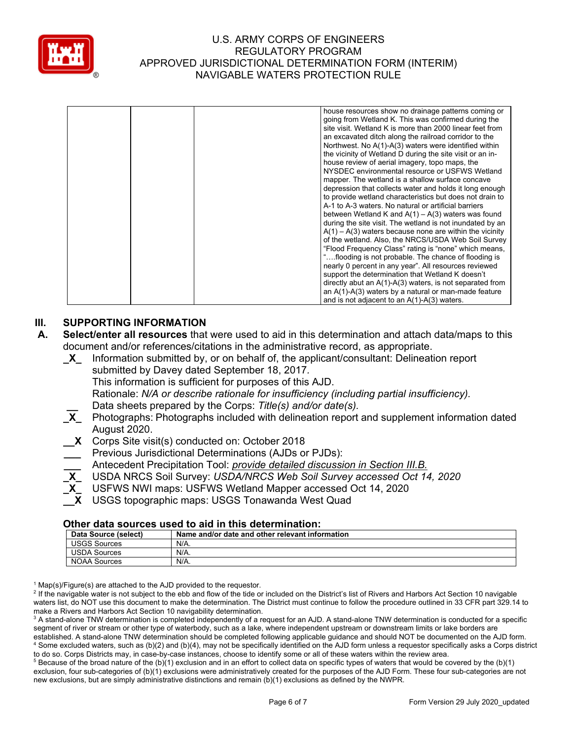| | | | |
|---|---|---|---|
| | | | house resources show no drainage patterns coming or going from Wetland K. This was confirmed during the site visit. Wetland K is more than 2000 linear feet from an excavated ditch along the railroad corridor to the Northwest. No A(1)-A(3) waters were identified within the vicinity of Wetland D during the site visit or an in-house review of aerial imagery, topo maps, the NYSDEC environmental resource or USFWS Wetland mapper. The wetland is a shallow surface concave depression that collects water and holds it long enough to provide wetland characteristics but does not drain to A-1 to A-3 waters. No natural or artificial barriers between Wetland K and A(1) – A(3) waters was found during the site visit. The wetland is not inundated by an A(1) – A(3) waters because none are within the vicinity of the wetland. Also, the NRCS/USDA Web Soil Survey "Flood Frequency Class" rating is "none" which means, "….flooding is not probable. The chance of flooding is nearly 0 percent in any year". All resources reviewed support the determination that Wetland K doesn't directly abut an A(1)-A(3) waters, is not separated from an A(1)-A(3) waters by a natural or man-made feature and is not adjacent to an A(1)-A(3) waters. |

## III. SUPPORTING INFORMATION

**A. Select/enter all resources** that were used to aid in this determination and attach data/maps to this document and/or references/citations in the administrative record, as appropriate.

_X_ Information submitted by, or on behalf of, the applicant/consultant: Delineation report submitted by Davey dated September 18, 2017.
This information is sufficient for purposes of this AJD.
Rationale: *N/A or describe rationale for insufficiency (including partial insufficiency).*

__ Data sheets prepared by the Corps: *Title(s) and/or date(s).*

_X_ Photographs: Photographs included with delineation report and supplement information dated August 2020.

__X Corps Site visit(s) conducted on: October 2018

___ Previous Jurisdictional Determinations (AJDs or PJDs):

___ Antecedent Precipitation Tool: *provide detailed discussion in Section III.B.*

_X_ USDA NRCS Soil Survey: *USDA/NRCS Web Soil Survey accessed Oct 14, 2020*

_X_ USFWS NWI maps: USFWS Wetland Mapper accessed Oct 14, 2020

__X USGS topographic maps: USGS Tonawanda West Quad

### Other data sources used to aid in this determination:

| Data Source (select) | Name and/or date and other relevant information |
|---|---|
| USGS Sources | N/A. |
| USDA Sources | N/A. |
| NOAA Sources | N/A. |

[1] Map(s)/Figure(s) are attached to the AJD provided to the requestor.
[2] If the navigable water is not subject to the ebb and flow of the tide or included on the District's list of Rivers and Harbors Act Section 10 navigable waters list, do NOT use this document to make the determination. The District must continue to follow the procedure outlined in 33 CFR part 329.14 to make a Rivers and Harbors Act Section 10 navigability determination.
[3] A stand-alone TNW determination is completed independently of a request for an AJD. A stand-alone TNW determination is conducted for a specific segment of river or stream or other type of waterbody, such as a lake, where independent upstream or downstream limits or lake borders are established. A stand-alone TNW determination should be completed following applicable guidance and should NOT be documented on the AJD form.
[4] Some excluded waters, such as (b)(2) and (b)(4), may not be specifically identified on the AJD form unless a requestor specifically asks a Corps district to do so. Corps Districts may, in case-by-case instances, choose to identify some or all of these waters within the review area.
[5] Because of the broad nature of the (b)(1) exclusion and in an effort to collect data on specific types of waters that would be covered by the (b)(1) exclusion, four sub-categories of (b)(1) exclusions were administratively created for the purposes of the AJD Form. These four sub-categories are not new exclusions, but are simply administrative distinctions and remain (b)(1) exclusions as defined by the NWPR.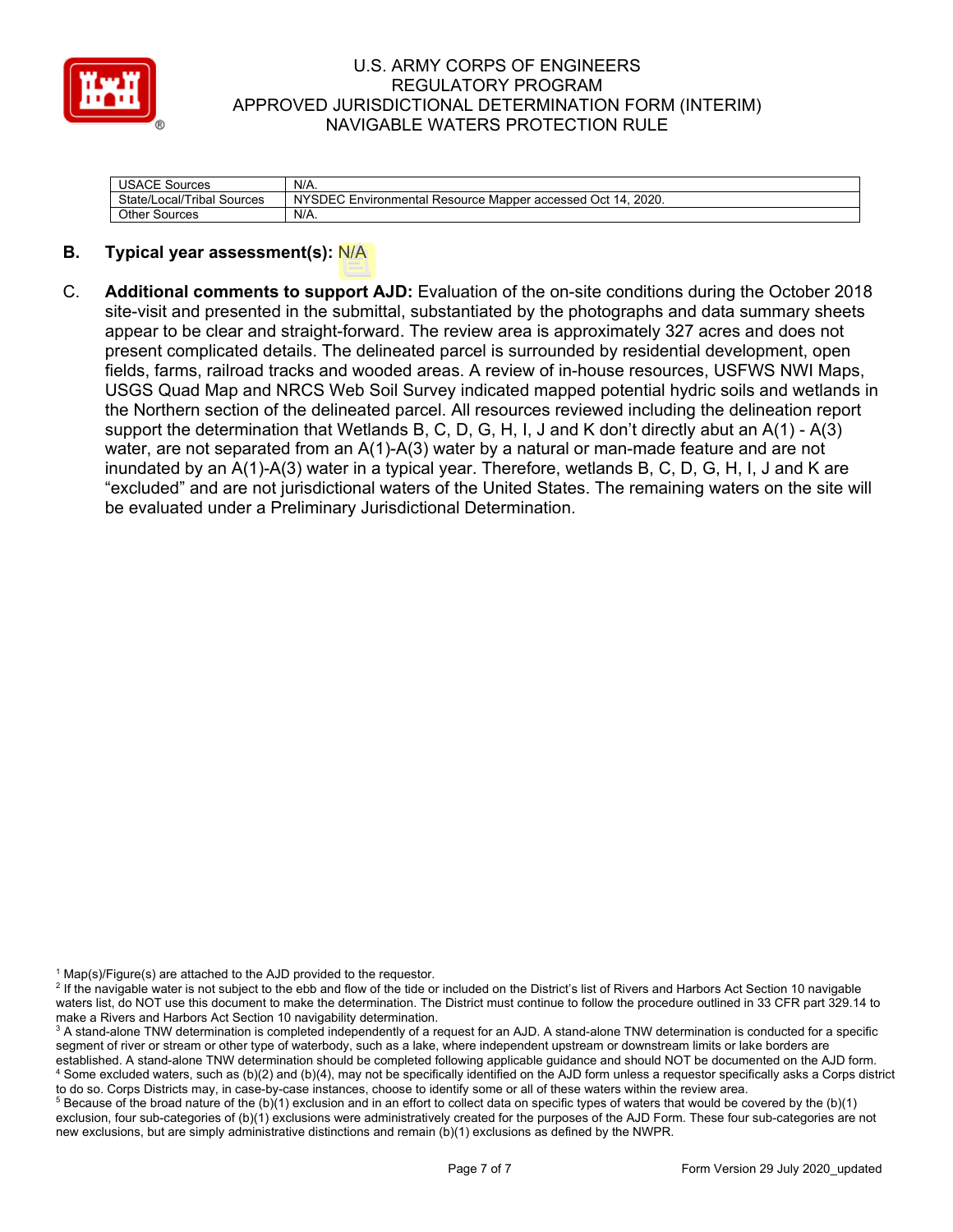| | |
|---|---|
| USACE Sources | N/A. |
| State/Local/Tribal Sources | NYSDEC Environmental Resource Mapper accessed Oct 14, 2020. |
| Other Sources | N/A. |

**B. Typical year assessment(s):** N/A

C. **Additional comments to support AJD:** Evaluation of the on-site conditions during the October 2018 site-visit and presented in the submittal, substantiated by the photographs and data summary sheets appear to be clear and straight-forward. The review area is approximately 327 acres and does not present complicated details. The delineated parcel is surrounded by residential development, open fields, farms, railroad tracks and wooded areas. A review of in-house resources, USFWS NWI Maps, USGS Quad Map and NRCS Web Soil Survey indicated mapped potential hydric soils and wetlands in the Northern section of the delineated parcel. All resources reviewed including the delineation report support the determination that Wetlands B, C, D, G, H, I, J and K don't directly abut an A(1) - A(3) water, are not separated from an A(1)-A(3) water by a natural or man-made feature and are not inundated by an A(1)-A(3) water in a typical year. Therefore, wetlands B, C, D, G, H, I, J and K are "excluded" and are not jurisdictional waters of the United States. The remaining waters on the site will be evaluated under a Preliminary Jurisdictional Determination.

[1] Map(s)/Figure(s) are attached to the AJD provided to the requestor.
[2] If the navigable water is not subject to the ebb and flow of the tide or included on the District's list of Rivers and Harbors Act Section 10 navigable waters list, do NOT use this document to make the determination. The District must continue to follow the procedure outlined in 33 CFR part 329.14 to make a Rivers and Harbors Act Section 10 navigability determination.
[3] A stand-alone TNW determination is completed independently of a request for an AJD. A stand-alone TNW determination is conducted for a specific segment of river or stream or other type of waterbody, such as a lake, where independent upstream or downstream limits or lake borders are established. A stand-alone TNW determination should be completed following applicable guidance and should NOT be documented on the AJD form.
[4] Some excluded waters, such as (b)(2) and (b)(4), may not be specifically identified on the AJD form unless a requestor specifically asks a Corps district to do so. Corps Districts may, in case-by-case instances, choose to identify some or all of these waters within the review area.
[5] Because of the broad nature of the (b)(1) exclusion and in an effort to collect data on specific types of waters that would be covered by the (b)(1) exclusion, four sub-categories of (b)(1) exclusions were administratively created for the purposes of the AJD Form. These four sub-categories are not new exclusions, but are simply administrative distinctions and remain (b)(1) exclusions as defined by the NWPR.